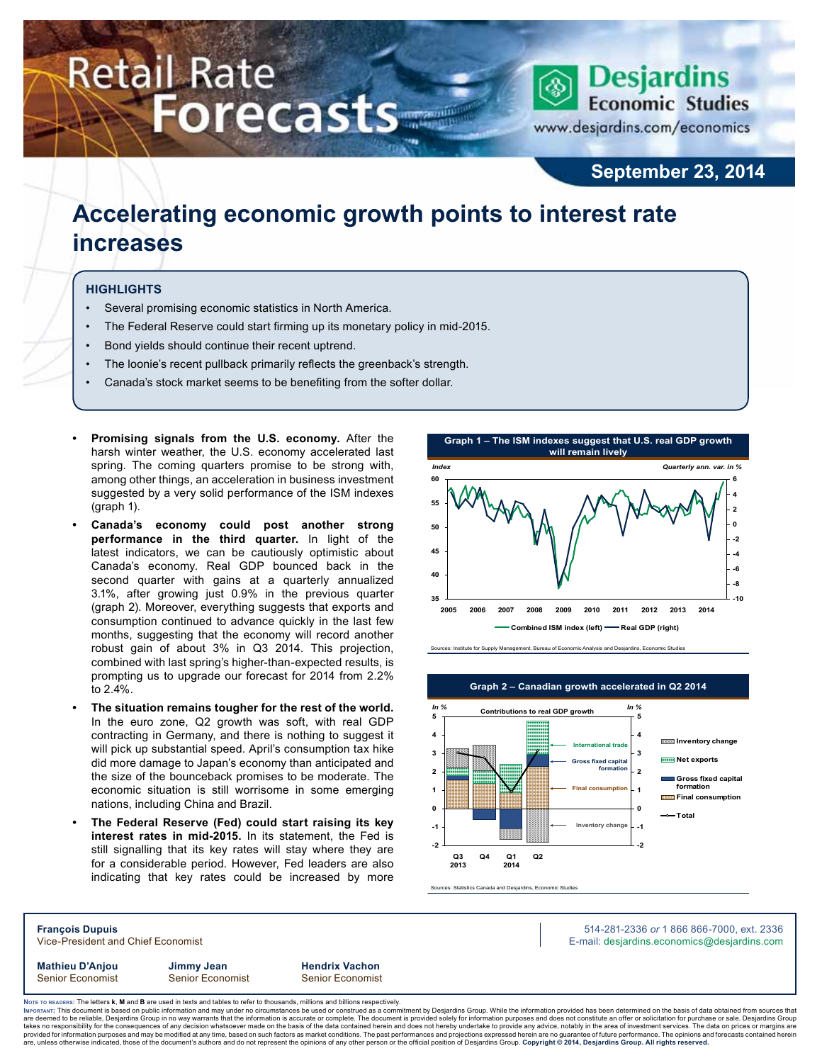# Retail Rate Forecasts

Desjardins Economic Studies
www.desjardins.com/economics

**September 23, 2014**

# Accelerating economic growth points to interest rate increases

## HIGHLIGHTS

- Several promising economic statistics in North America.
- The Federal Reserve could start firming up its monetary policy in mid-2015.
- Bond yields should continue their recent uptrend.
- The loonie's recent pullback primarily reflects the greenback's strength.
- Canada's stock market seems to be benefiting from the softer dollar.

- **Promising signals from the U.S. economy.** After the harsh winter weather, the U.S. economy accelerated last spring. The coming quarters promise to be strong with, among other things, an acceleration in business investment suggested by a very solid performance of the ISM indexes (graph 1).
- **Canada's economy could post another strong performance in the third quarter.** In light of the latest indicators, we can be cautiously optimistic about Canada's economy. Real GDP bounced back in the second quarter with gains at a quarterly annualized 3.1%, after growing just 0.9% in the previous quarter (graph 2). Moreover, everything suggests that exports and consumption continued to advance quickly in the last few months, suggesting that the economy will record another robust gain of about 3% in Q3 2014. This projection, combined with last spring's higher-than-expected results, is prompting us to upgrade our forecast for 2014 from 2.2% to 2.4%.
- **The situation remains tougher for the rest of the world.** In the euro zone, Q2 growth was soft, with real GDP contracting in Germany, and there is nothing to suggest it will pick up substantial speed. April's consumption tax hike did more damage to Japan's economy than anticipated and the size of the bounceback promises to be moderate. The economic situation is still worrisome in some emerging nations, including China and Brazil.
- **The Federal Reserve (Fed) could start raising its key interest rates in mid-2015.** In its statement, the Fed is still signalling that its key rates will stay where they are for a considerable period. However, Fed leaders are also indicating that key rates could be increased by more

**Graph 1 – The ISM indexes suggest that U.S. real GDP growth will remain lively**

Sources: Institute for Supply Management, Bureau of Economic Analysis and Desjardins, Economic Studies

**Graph 2 – Canadian growth accelerated in Q2 2014**

Sources: Statistics Canada and Desjardins, Economic Studies

**François Dupuis**
Vice-President and Chief Economist

514-281-2336 *or* 1 866 866-7000, ext. 2336
E-mail: desjardins.economics@desjardins.com

**Mathieu D'Anjou** Senior Economist
**Jimmy Jean** Senior Economist
**Hendrix Vachon** Senior Economist

NOTE TO READERS: The letters **k**, **M** and **B** are used in texts and tables to refer to thousands, millions and billions respectively.
IMPORTANT: This document is based on public information and may under no circumstances be used or construed as a commitment by Desjardins Group. While the information provided has been determined on the basis of data obtained from sources that are deemed to be reliable, Desjardins Group in no way warrants that the information is accurate or complete. The document is provided solely for information purposes and does not constitute an offer or solicitation for purchase or sale. Desjardins Group takes no responsibility for the consequences of any decision whatsoever made on the basis of the data contained herein and does not hereby undertake to provide any advice, notably in the area of investment services. The data on prices or margins are provided for information purposes and may be modified at any time, based on such factors as market conditions. The past performances and projections expressed herein are no guarantee of future performance. The opinions and forecasts contained herein are, unless otherwise indicated, those of the document's authors and do not represent the opinions of any other person or the official position of Desjardins Group. **Copyright © 2014, Desjardins Group. All rights reserved.**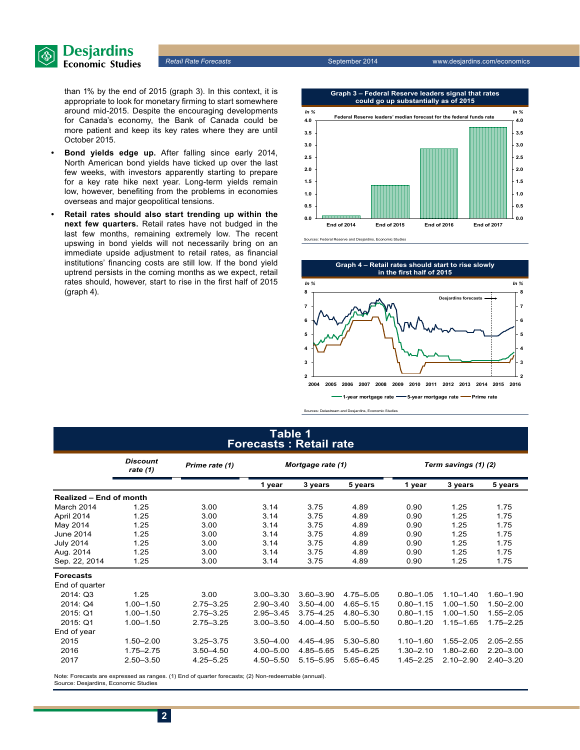than 1% by the end of 2015 (graph 3). In this context, it is appropriate to look for monetary firming to start somewhere around mid-2015. Despite the encouraging developments for Canada's economy, the Bank of Canada could be more patient and keep its key rates where they are until October 2015.

- **Bond yields edge up.** After falling since early 2014, North American bond yields have ticked up over the last few weeks, with investors apparently starting to prepare for a key rate hike next year. Long-term yields remain low, however, benefiting from the problems in economies overseas and major geopolitical tensions.
- **Retail rates should also start trending up within the next few quarters.** Retail rates have not budged in the last few months, remaining extremely low. The recent upswing in bond yields will not necessarily bring on an immediate upside adjustment to retail rates, as financial institutions' financing costs are still low. If the bond yield uptrend persists in the coming months as we expect, retail rates should, however, start to rise in the first half of 2015 (graph 4).

**Graph 3 – Federal Reserve leaders signal that rates could go up substantially as of 2015**

Federal Reserve leaders' median forecast for the federal funds rate

Sources: Federal Reserve and Desjardins, Economic Studies

**Graph 4 – Retail rates should start to rise slowly in the first half of 2015**

Sources: Datastream and Desjardins, Economic Studies

## Table 1
## Forecasts : Retail rate

| | Discount rate (1) | Prime rate (1) | Mortgage rate (1) | | | Term savings (1) (2) | | |
|---|---|---|---|---|---|---|---|---|
| | | | 1 year | 3 years | 5 years | 1 year | 3 years | 5 years |
| **Realized – End of month** | | | | | | | | |
| March 2014 | 1.25 | 3.00 | 3.14 | 3.75 | 4.89 | 0.90 | 1.25 | 1.75 |
| April 2014 | 1.25 | 3.00 | 3.14 | 3.75 | 4.89 | 0.90 | 1.25 | 1.75 |
| May 2014 | 1.25 | 3.00 | 3.14 | 3.75 | 4.89 | 0.90 | 1.25 | 1.75 |
| June 2014 | 1.25 | 3.00 | 3.14 | 3.75 | 4.89 | 0.90 | 1.25 | 1.75 |
| July 2014 | 1.25 | 3.00 | 3.14 | 3.75 | 4.89 | 0.90 | 1.25 | 1.75 |
| Aug. 2014 | 1.25 | 3.00 | 3.14 | 3.75 | 4.89 | 0.90 | 1.25 | 1.75 |
| Sep. 22, 2014 | 1.25 | 3.00 | 3.14 | 3.75 | 4.89 | 0.90 | 1.25 | 1.75 |
| **Forecasts** | | | | | | | | |
| End of quarter | | | | | | | | |
| 2014: Q3 | 1.25 | 3.00 | 3.00–3.30 | 3.60–3.90 | 4.75–5.05 | 0.80–1.05 | 1.10–1.40 | 1.60–1.90 |
| 2014: Q4 | 1.00–1.50 | 2.75–3.25 | 2.90–3.40 | 3.50–4.00 | 4.65–5.15 | 0.80–1.15 | 1.00–1.50 | 1.50–2.00 |
| 2015: Q1 | 1.00–1.50 | 2.75–3.25 | 2.95–3.45 | 3.75–4.25 | 4.80–5.30 | 0.80–1.15 | 1.00–1.50 | 1.55–2.05 |
| 2015: Q1 | 1.00–1.50 | 2.75–3.25 | 3.00–3.50 | 4.00–4.50 | 5.00–5.50 | 0.80–1.20 | 1.15–1.65 | 1.75–2.25 |
| End of year | | | | | | | | |
| 2015 | 1.50–2.00 | 3.25–3.75 | 3.50–4.00 | 4.45–4.95 | 5.30–5.80 | 1.10–1.60 | 1.55–2.05 | 2.05–2.55 |
| 2016 | 1.75–2.75 | 3.50–4.50 | 4.00–5.00 | 4.85–5.65 | 5.45–6.25 | 1.30–2.10 | 1.80–2.60 | 2.20–3.00 |
| 2017 | 2.50–3.50 | 4.25–5.25 | 4.50–5.50 | 5.15–5.95 | 5.65–6.45 | 1.45–2.25 | 2.10–2.90 | 2.40–3.20 |

Note: Forecasts are expressed as ranges. (1) End of quarter forecasts; (2) Non-redeemable (annual).
Source: Desjardins, Economic Studies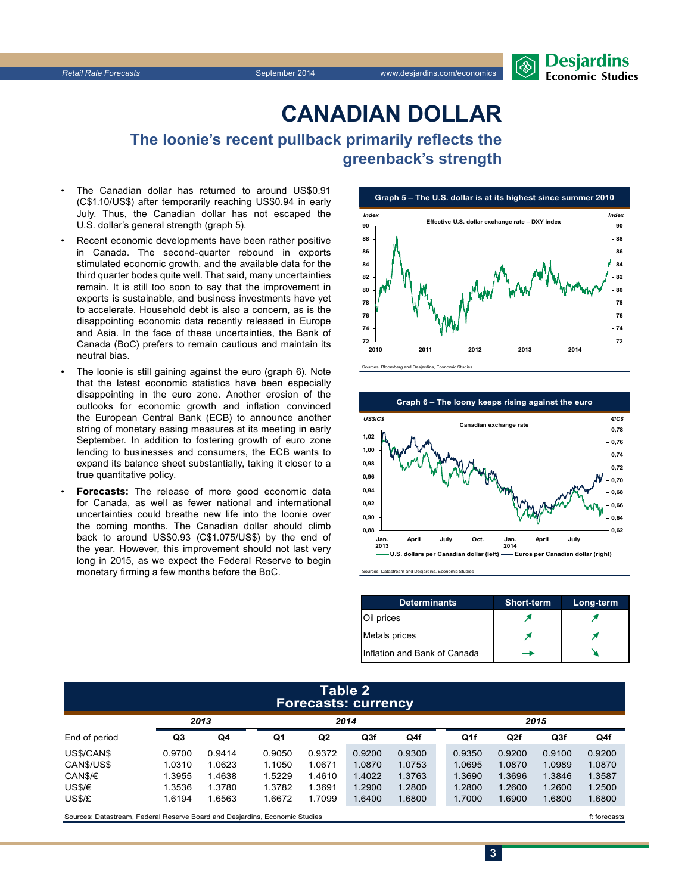# CANADIAN DOLLAR

## The loonie's recent pullback primarily reflects the greenback's strength

- The Canadian dollar has returned to around US$0.91 (C$1.10/US$) after temporarily reaching US$0.94 in early July. Thus, the Canadian dollar has not escaped the U.S. dollar's general strength (graph 5).
- Recent economic developments have been rather positive in Canada. The second-quarter rebound in exports stimulated economic growth, and the available data for the third quarter bodes quite well. That said, many uncertainties remain. It is still too soon to say that the improvement in exports is sustainable, and business investments have yet to accelerate. Household debt is also a concern, as is the disappointing economic data recently released in Europe and Asia. In the face of these uncertainties, the Bank of Canada (BoC) prefers to remain cautious and maintain its neutral bias.
- The loonie is still gaining against the euro (graph 6). Note that the latest economic statistics have been especially disappointing in the euro zone. Another erosion of the outlooks for economic growth and inflation convinced the European Central Bank (ECB) to announce another string of monetary easing measures at its meeting in early September. In addition to fostering growth of euro zone lending to businesses and consumers, the ECB wants to expand its balance sheet substantially, taking it closer to a true quantitative policy.
- **Forecasts:** The release of more good economic data for Canada, as well as fewer national and international uncertainties could breathe new life into the loonie over the coming months. The Canadian dollar should climb back to around US$0.93 (C$1.075/US$) by the end of the year. However, this improvement should not last very long in 2015, as we expect the Federal Reserve to begin monetary firming a few months before the BoC.

**Graph 5 – The U.S. dollar is at its highest since summer 2010**

Effective U.S. dollar exchange rate – DXY index

Sources: Bloomberg and Desjardins, Economic Studies

**Graph 6 – The loony keeps rising against the euro**

Canadian exchange rate

U.S. dollars per Canadian dollar (left) — Euros per Canadian dollar (right)

Sources: Datastream and Desjardins, Economic Studies

| Determinants | Short-term | Long-term |
|---|---|---|
| Oil prices | ↗ | ↗ |
| Metals prices | ↗ | ↗ |
| Inflation and Bank of Canada | → | ↘ |

**Table 2**
**Forecasts: currency**

| End of period | 2013 Q3 | 2013 Q4 | 2014 Q1 | 2014 Q2 | 2014 Q3f | 2014 Q4f | 2015 Q1f | 2015 Q2f | 2015 Q3f | 2015 Q4f |
|---|---|---|---|---|---|---|---|---|---|---|
| US$/CAN$ | 0.9700 | 0.9414 | 0.9050 | 0.9372 | 0.9200 | 0.9300 | 0.9350 | 0.9200 | 0.9100 | 0.9200 |
| CAN$/US$ | 1.0310 | 1.0623 | 1.1050 | 1.0671 | 1.0870 | 1.0753 | 1.0695 | 1.0870 | 1.0989 | 1.0870 |
| CAN$/€ | 1.3955 | 1.4638 | 1.5229 | 1.4610 | 1.4022 | 1.3763 | 1.3690 | 1.3696 | 1.3846 | 1.3587 |
| US$/€ | 1.3536 | 1.3780 | 1.3782 | 1.3691 | 1.2900 | 1.2800 | 1.2800 | 1.2600 | 1.2600 | 1.2500 |
| US$/£ | 1.6194 | 1.6563 | 1.6672 | 1.7099 | 1.6400 | 1.6800 | 1.7000 | 1.6900 | 1.6800 | 1.6800 |

Sources: Datastream, Federal Reserve Board and Desjardins, Economic Studies — f: forecasts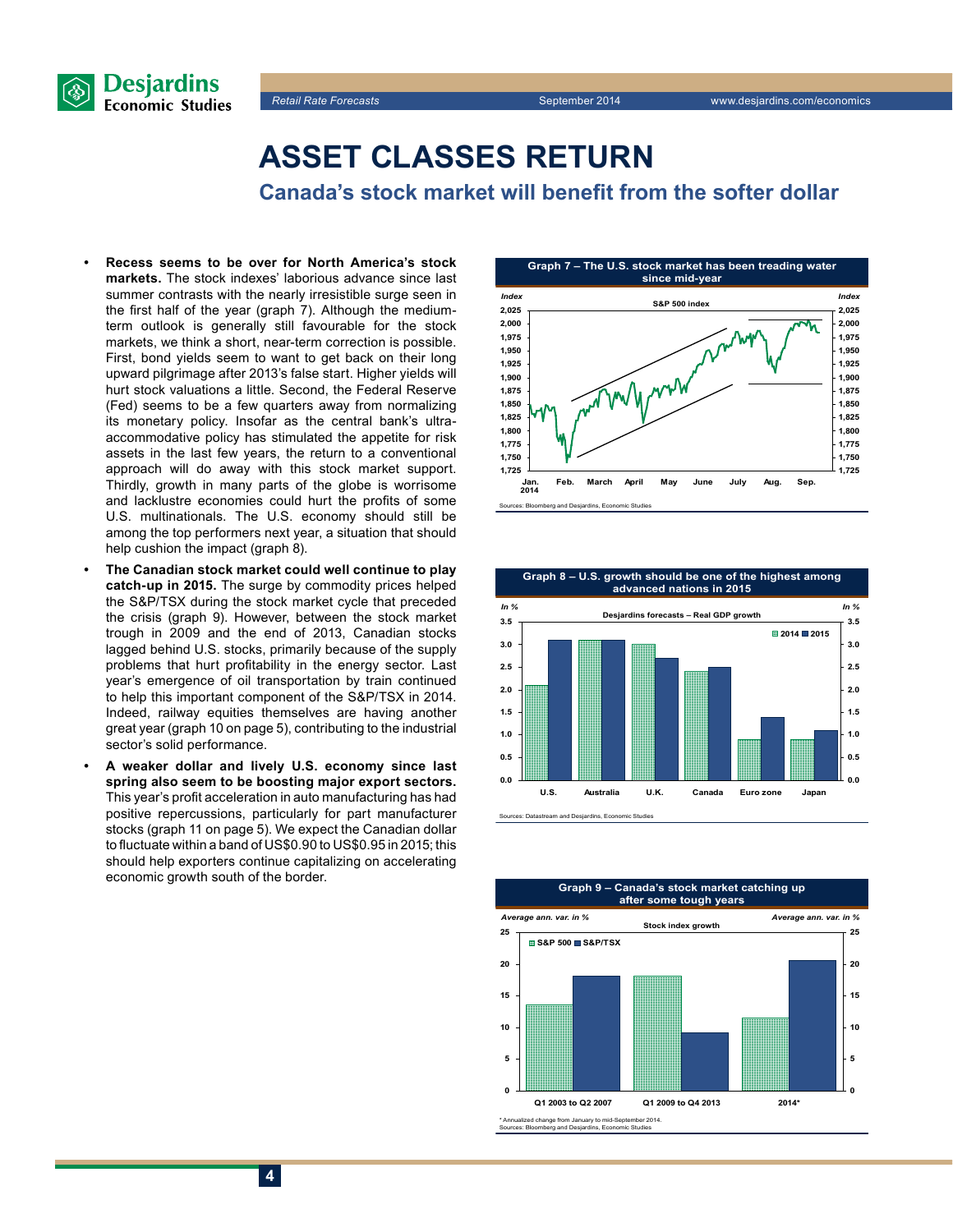# ASSET CLASSES RETURN

## Canada's stock market will benefit from the softer dollar

- **Recess seems to be over for North America's stock markets.** The stock indexes' laborious advance since last summer contrasts with the nearly irresistible surge seen in the first half of the year (graph 7). Although the medium-term outlook is generally still favourable for the stock markets, we think a short, near-term correction is possible. First, bond yields seem to want to get back on their long upward pilgrimage after 2013's false start. Higher yields will hurt stock valuations a little. Second, the Federal Reserve (Fed) seems to be a few quarters away from normalizing its monetary policy. Insofar as the central bank's ultra-accommodative policy has stimulated the appetite for risk assets in the last few years, the return to a conventional approach will do away with this stock market support. Thirdly, growth in many parts of the globe is worrisome and lacklustre economies could hurt the profits of some U.S. multinationals. The U.S. economy should still be among the top performers next year, a situation that should help cushion the impact (graph 8).
- **The Canadian stock market could well continue to play catch-up in 2015.** The surge by commodity prices helped the S&P/TSX during the stock market cycle that preceded the crisis (graph 9). However, between the stock market trough in 2009 and the end of 2013, Canadian stocks lagged behind U.S. stocks, primarily because of the supply problems that hurt profitability in the energy sector. Last year's emergence of oil transportation by train continued to help this important component of the S&P/TSX in 2014. Indeed, railway equities themselves are having another great year (graph 10 on page 5), contributing to the industrial sector's solid performance.
- **A weaker dollar and lively U.S. economy since last spring also seem to be boosting major export sectors.** This year's profit acceleration in auto manufacturing has had positive repercussions, particularly for part manufacturer stocks (graph 11 on page 5). We expect the Canadian dollar to fluctuate within a band of US$0.90 to US$0.95 in 2015; this should help exporters continue capitalizing on accelerating economic growth south of the border.

**Graph 7 – The U.S. stock market has been treading water since mid-year**

S&P 500 index (Index, Jan. 2014 to Sep.)

Sources: Bloomberg and Desjardins, Economic Studies

**Graph 8 – U.S. growth should be one of the highest among advanced nations in 2015**

Desjardins forecasts – Real GDP growth (In %)

| | 2014 | 2015 |
|---|---|---|
| U.S. | 2.1 | 3.1 |
| Australia | 3.1 | 3.1 |
| U.K. | 3.0 | 2.7 |
| Canada | 2.4 | 2.5 |
| Euro zone | 0.9 | 1.4 |
| Japan | 0.9 | 1.1 |

Sources: Datastream and Desjardins, Economic Studies

**Graph 9 – Canada's stock market catching up after some tough years**

Stock index growth (Average ann. var. in %)

| | S&P 500 | S&P/TSX |
|---|---|---|
| Q1 2003 to Q2 2007 | 13.6 | 18.1 |
| Q1 2009 to Q4 2013 | 18.1 | 9.2 |
| 2014* | 11.5 | 20.5 |

\* Annualized change from January to mid-September 2014.
Sources: Bloomberg and Desjardins, Economic Studies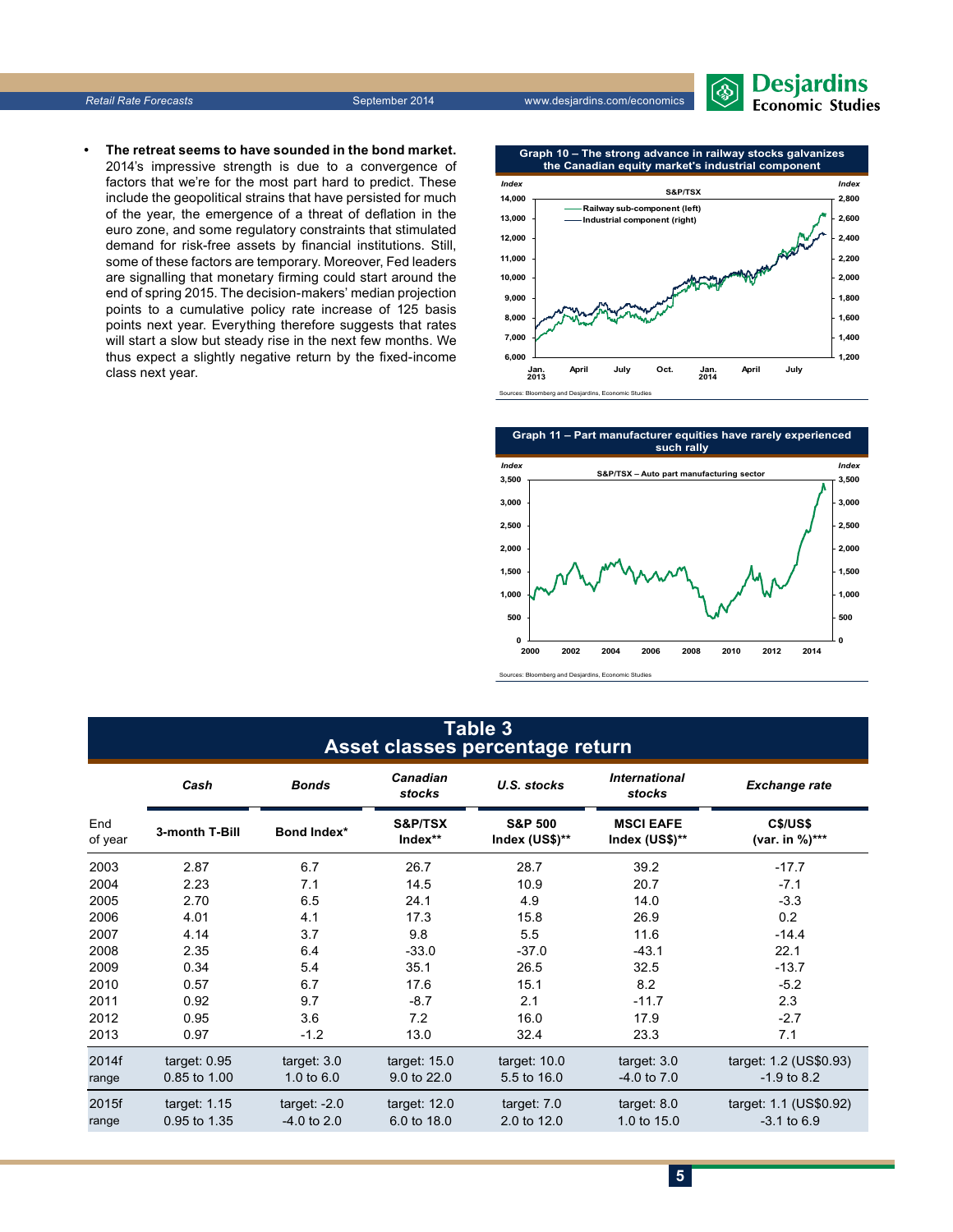- **The retreat seems to have sounded in the bond market.** 2014's impressive strength is due to a convergence of factors that we're for the most part hard to predict. These include the geopolitical strains that have persisted for much of the year, the emergence of a threat of deflation in the euro zone, and some regulatory constraints that stimulated demand for risk-free assets by financial institutions. Still, some of these factors are temporary. Moreover, Fed leaders are signalling that monetary firming could start around the end of spring 2015. The decision-makers' median projection points to a cumulative policy rate increase of 125 basis points next year. Everything therefore suggests that rates will start a slow but steady rise in the next few months. We thus expect a slightly negative return by the fixed-income class next year.

**Graph 10 – The strong advance in railway stocks galvanizes the Canadian equity market's industrial component**

Index
S&P/TSX
Index
Railway sub-component (left)
Industrial component (right)
14,000
13,000
12,000
11,000
10,000
9,000
8,000
7,000
6,000
2,800
2,600
2,400
2,200
2,000
1,800
1,600
1,400
1,200
Jan. 2013
April
July
Oct.
Jan. 2014
April
July

Sources: Bloomberg and Desjardins, Economic Studies

**Graph 11 – Part manufacturer equities have rarely experienced such rally**

Index
S&P/TSX – Auto part manufacturing sector
Index
3,500
3,000
2,500
2,000
1,500
1,000
500
0
2000
2002
2004
2006
2008
2010
2012
2014

Sources: Bloomberg and Desjardins, Economic Studies

## Table 3
## Asset classes percentage return

| | *Cash* | *Bonds* | *Canadian stocks* | *U.S. stocks* | *International stocks* | *Exchange rate* |
|---|---|---|---|---|---|---|
| End of year | **3-month T-Bill** | **Bond Index*** | **S&P/TSX Index**** | **S&P 500 Index (US$)**** | **MSCI EAFE Index (US$)**** | **C$/US$ (var. in %)***** |
| 2003 | 2.87 | 6.7 | 26.7 | 28.7 | 39.2 | -17.7 |
| 2004 | 2.23 | 7.1 | 14.5 | 10.9 | 20.7 | -7.1 |
| 2005 | 2.70 | 6.5 | 24.1 | 4.9 | 14.0 | -3.3 |
| 2006 | 4.01 | 4.1 | 17.3 | 15.8 | 26.9 | 0.2 |
| 2007 | 4.14 | 3.7 | 9.8 | 5.5 | 11.6 | -14.4 |
| 2008 | 2.35 | 6.4 | -33.0 | -37.0 | -43.1 | 22.1 |
| 2009 | 0.34 | 5.4 | 35.1 | 26.5 | 32.5 | -13.7 |
| 2010 | 0.57 | 6.7 | 17.6 | 15.1 | 8.2 | -5.2 |
| 2011 | 0.92 | 9.7 | -8.7 | 2.1 | -11.7 | 2.3 |
| 2012 | 0.95 | 3.6 | 7.2 | 16.0 | 17.9 | -2.7 |
| 2013 | 0.97 | -1.2 | 13.0 | 32.4 | 23.3 | 7.1 |
| 2014f | target: 0.95 | target: 3.0 | target: 15.0 | target: 10.0 | target: 3.0 | target: 1.2 (US$0.93) |
| range | 0.85 to 1.00 | 1.0 to 6.0 | 9.0 to 22.0 | 5.5 to 16.0 | -4.0 to 7.0 | -1.9 to 8.2 |
| 2015f | target: 1.15 | target: -2.0 | target: 12.0 | target: 7.0 | target: 8.0 | target: 1.1 (US$0.92) |
| range | 0.95 to 1.35 | -4.0 to 2.0 | 6.0 to 18.0 | 2.0 to 12.0 | 1.0 to 15.0 | -3.1 to 6.9 |